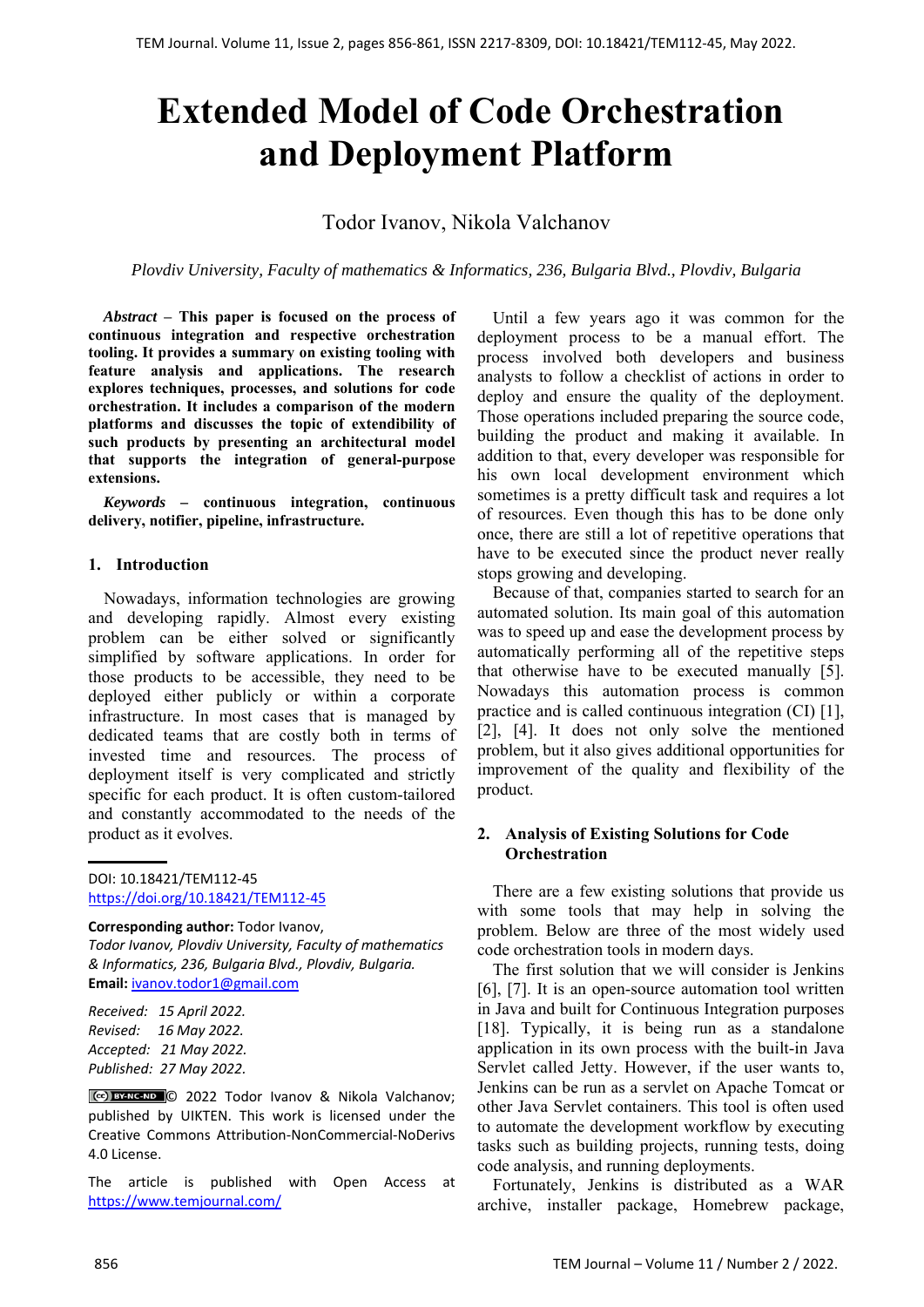# Extended Model of Code Orchestration and Deployment Platform

Todor Ivanov, Nikola Valchanov

*Plovdiv University, Faculty of mathematics & Informatics, 236, Bulgaria Blvd., Plovdiv, Bulgaria*

***Abstract* – This paper is focused on the process of continuous integration and respective orchestration tooling. It provides a summary on existing tooling with feature analysis and applications. The research explores techniques, processes, and solutions for code orchestration. It includes a comparison of the modern platforms and discusses the topic of extendibility of such products by presenting an architectural model that supports the integration of general-purpose extensions.**

***Keywords* – continuous integration, continuous delivery, notifier, pipeline, infrastructure.**

## 1. Introduction

Nowadays, information technologies are growing and developing rapidly. Almost every existing problem can be either solved or significantly simplified by software applications. In order for those products to be accessible, they need to be deployed either publicly or within a corporate infrastructure. In most cases that is managed by dedicated teams that are costly both in terms of invested time and resources. The process of deployment itself is very complicated and strictly specific for each product. It is often custom-tailored and constantly accommodated to the needs of the product as it evolves.

DOI: 10.18421/TEM112-45
https://doi.org/10.18421/TEM112-45

**Corresponding author:** Todor Ivanov,
*Todor Ivanov, Plovdiv University, Faculty of mathematics & Informatics, 236, Bulgaria Blvd., Plovdiv, Bulgaria.*
**Email:** ivanov.todor1@gmail.com

*Received: 15 April 2022.*
*Revised: 16 May 2022.*
*Accepted: 21 May 2022.*
*Published: 27 May 2022.*

© 2022 Todor Ivanov & Nikola Valchanov; published by UIKTEN. This work is licensed under the Creative Commons Attribution-NonCommercial-NoDerivs 4.0 License.

The article is published with Open Access at https://www.temjournal.com/

Until a few years ago it was common for the deployment process to be a manual effort. The process involved both developers and business analysts to follow a checklist of actions in order to deploy and ensure the quality of the deployment. Those operations included preparing the source code, building the product and making it available. In addition to that, every developer was responsible for his own local development environment which sometimes is a pretty difficult task and requires a lot of resources. Even though this has to be done only once, there are still a lot of repetitive operations that have to be executed since the product never really stops growing and developing.

Because of that, companies started to search for an automated solution. Its main goal of this automation was to speed up and ease the development process by automatically performing all of the repetitive steps that otherwise have to be executed manually [5]. Nowadays this automation process is common practice and is called continuous integration (CI) [1], [2], [4]. It does not only solve the mentioned problem, but it also gives additional opportunities for improvement of the quality and flexibility of the product.

## 2. Analysis of Existing Solutions for Code Orchestration

There are a few existing solutions that provide us with some tools that may help in solving the problem. Below are three of the most widely used code orchestration tools in modern days.

The first solution that we will consider is Jenkins [6], [7]. It is an open-source automation tool written in Java and built for Continuous Integration purposes [18]. Typically, it is being run as a standalone application in its own process with the built-in Java Servlet called Jetty. However, if the user wants to, Jenkins can be run as a servlet on Apache Tomcat or other Java Servlet containers. This tool is often used to automate the development workflow by executing tasks such as building projects, running tests, doing code analysis, and running deployments.

Fortunately, Jenkins is distributed as a WAR archive, installer package, Homebrew package,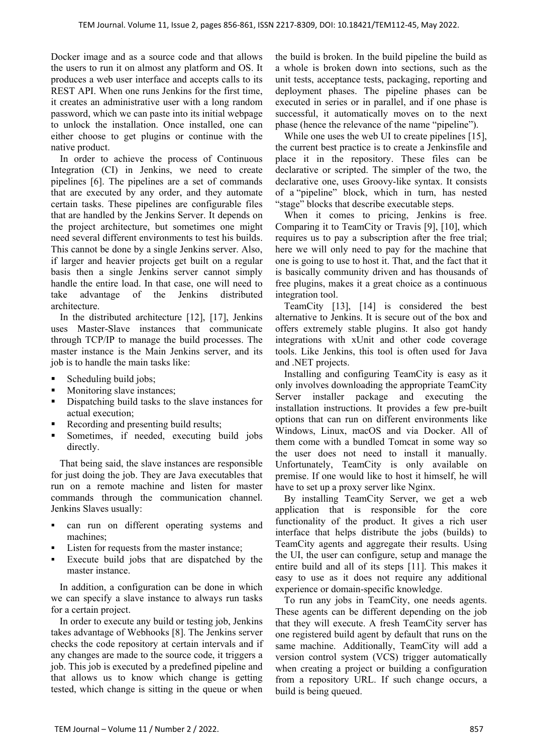Docker image and as a source code and that allows the users to run it on almost any platform and OS. It produces a web user interface and accepts calls to its REST API. When one runs Jenkins for the first time, it creates an administrative user with a long random password, which we can paste into its initial webpage to unlock the installation. Once installed, one can either choose to get plugins or continue with the native product.

In order to achieve the process of Continuous Integration (CI) in Jenkins, we need to create pipelines [6]. The pipelines are a set of commands that are executed by any order, and they automate certain tasks. These pipelines are configurable files that are handled by the Jenkins Server. It depends on the project architecture, but sometimes one might need several different environments to test his builds. This cannot be done by a single Jenkins server. Also, if larger and heavier projects get built on a regular basis then a single Jenkins server cannot simply handle the entire load. In that case, one will need to take advantage of the Jenkins distributed architecture.

In the distributed architecture [12], [17], Jenkins uses Master-Slave instances that communicate through TCP/IP to manage the build processes. The master instance is the Main Jenkins server, and its job is to handle the main tasks like:

- Scheduling build jobs;
- Monitoring slave instances;
- Dispatching build tasks to the slave instances for actual execution;
- Recording and presenting build results;
- Sometimes, if needed, executing build jobs directly.

That being said, the slave instances are responsible for just doing the job. They are Java executables that run on a remote machine and listen for master commands through the communication channel. Jenkins Slaves usually:

- can run on different operating systems and machines;
- Listen for requests from the master instance;
- Execute build jobs that are dispatched by the master instance.

In addition, a configuration can be done in which we can specify a slave instance to always run tasks for a certain project.

In order to execute any build or testing job, Jenkins takes advantage of Webhooks [8]. The Jenkins server checks the code repository at certain intervals and if any changes are made to the source code, it triggers a job. This job is executed by a predefined pipeline and that allows us to know which change is getting tested, which change is sitting in the queue or when the build is broken. In the build pipeline the build as a whole is broken down into sections, such as the unit tests, acceptance tests, packaging, reporting and deployment phases. The pipeline phases can be executed in series or in parallel, and if one phase is successful, it automatically moves on to the next phase (hence the relevance of the name "pipeline").

While one uses the web UI to create pipelines [15], the current best practice is to create a Jenkinsfile and place it in the repository. These files can be declarative or scripted. The simpler of the two, the declarative one, uses Groovy-like syntax. It consists of a "pipeline" block, which in turn, has nested "stage" blocks that describe executable steps.

When it comes to pricing, Jenkins is free. Comparing it to TeamCity or Travis [9], [10], which requires us to pay a subscription after the free trial; here we will only need to pay for the machine that one is going to use to host it. That, and the fact that it is basically community driven and has thousands of free plugins, makes it a great choice as a continuous integration tool.

TeamCity [13], [14] is considered the best alternative to Jenkins. It is secure out of the box and offers extremely stable plugins. It also got handy integrations with xUnit and other code coverage tools. Like Jenkins, this tool is often used for Java and .NET projects.

Installing and configuring TeamCity is easy as it only involves downloading the appropriate TeamCity Server installer package and executing the installation instructions. It provides a few pre-built options that can run on different environments like Windows, Linux, macOS and via Docker. All of them come with a bundled Tomcat in some way so the user does not need to install it manually. Unfortunately, TeamCity is only available on premise. If one would like to host it himself, he will have to set up a proxy server like Nginx.

By installing TeamCity Server, we get a web application that is responsible for the core functionality of the product. It gives a rich user interface that helps distribute the jobs (builds) to TeamCity agents and aggregate their results. Using the UI, the user can configure, setup and manage the entire build and all of its steps [11]. This makes it easy to use as it does not require any additional experience or domain-specific knowledge.

To run any jobs in TeamCity, one needs agents. These agents can be different depending on the job that they will execute. A fresh TeamCity server has one registered build agent by default that runs on the same machine. Additionally, TeamCity will add a version control system (VCS) trigger automatically when creating a project or building a configuration from a repository URL. If such change occurs, a build is being queued.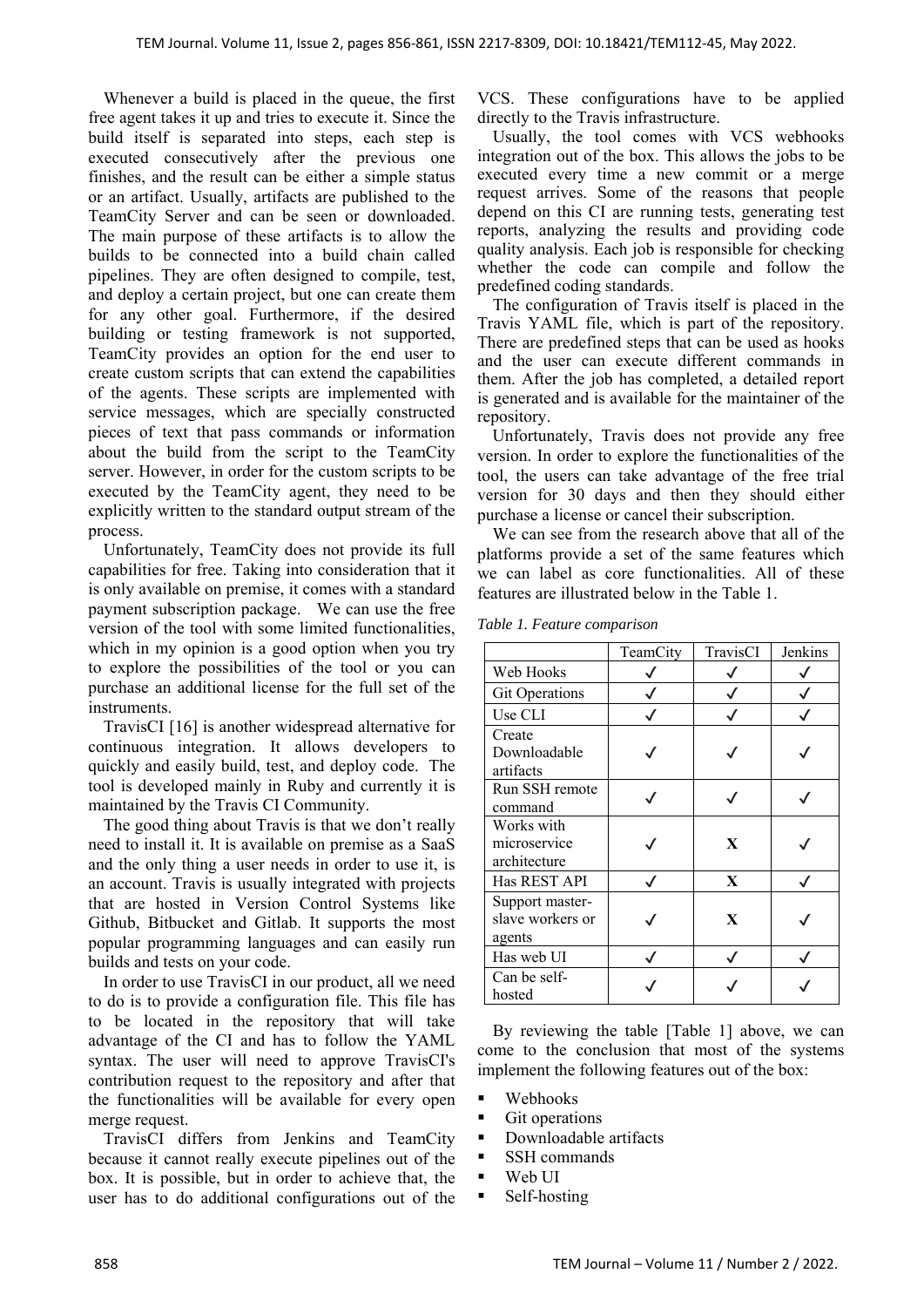Whenever a build is placed in the queue, the first free agent takes it up and tries to execute it. Since the build itself is separated into steps, each step is executed consecutively after the previous one finishes, and the result can be either a simple status or an artifact. Usually, artifacts are published to the TeamCity Server and can be seen or downloaded. The main purpose of these artifacts is to allow the builds to be connected into a build chain called pipelines. They are often designed to compile, test, and deploy a certain project, but one can create them for any other goal. Furthermore, if the desired building or testing framework is not supported, TeamCity provides an option for the end user to create custom scripts that can extend the capabilities of the agents. These scripts are implemented with service messages, which are specially constructed pieces of text that pass commands or information about the build from the script to the TeamCity server. However, in order for the custom scripts to be executed by the TeamCity agent, they need to be explicitly written to the standard output stream of the process.

Unfortunately, TeamCity does not provide its full capabilities for free. Taking into consideration that it is only available on premise, it comes with a standard payment subscription package. We can use the free version of the tool with some limited functionalities, which in my opinion is a good option when you try to explore the possibilities of the tool or you can purchase an additional license for the full set of the instruments.

TravisCI [16] is another widespread alternative for continuous integration. It allows developers to quickly and easily build, test, and deploy code. The tool is developed mainly in Ruby and currently it is maintained by the Travis CI Community.

The good thing about Travis is that we don't really need to install it. It is available on premise as a SaaS and the only thing a user needs in order to use it, is an account. Travis is usually integrated with projects that are hosted in Version Control Systems like Github, Bitbucket and Gitlab. It supports the most popular programming languages and can easily run builds and tests on your code.

In order to use TravisCI in our product, all we need to do is to provide a configuration file. This file has to be located in the repository that will take advantage of the CI and has to follow the YAML syntax. The user will need to approve TravisCI's contribution request to the repository and after that the functionalities will be available for every open merge request.

TravisCI differs from Jenkins and TeamCity because it cannot really execute pipelines out of the box. It is possible, but in order to achieve that, the user has to do additional configurations out of the VCS. These configurations have to be applied directly to the Travis infrastructure.

Usually, the tool comes with VCS webhooks integration out of the box. This allows the jobs to be executed every time a new commit or a merge request arrives. Some of the reasons that people depend on this CI are running tests, generating test reports, analyzing the results and providing code quality analysis. Each job is responsible for checking whether the code can compile and follow the predefined coding standards.

The configuration of Travis itself is placed in the Travis YAML file, which is part of the repository. There are predefined steps that can be used as hooks and the user can execute different commands in them. After the job has completed, a detailed report is generated and is available for the maintainer of the repository.

Unfortunately, Travis does not provide any free version. In order to explore the functionalities of the tool, the users can take advantage of the free trial version for 30 days and then they should either purchase a license or cancel their subscription.

We can see from the research above that all of the platforms provide a set of the same features which we can label as core functionalities. All of these features are illustrated below in the Table 1.

*Table 1. Feature comparison*

| | TeamCity | TravisCI | Jenkins |
|---|---|---|---|
| Web Hooks | ✓ | ✓ | ✓ |
| Git Operations | ✓ | ✓ | ✓ |
| Use CLI | ✓ | ✓ | ✓ |
| Create Downloadable artifacts | ✓ | ✓ | ✓ |
| Run SSH remote command | ✓ | ✓ | ✓ |
| Works with microservice architecture | ✓ | **X** | ✓ |
| Has REST API | ✓ | **X** | ✓ |
| Support master-slave workers or agents | ✓ | **X** | ✓ |
| Has web UI | ✓ | ✓ | ✓ |
| Can be self-hosted | ✓ | ✓ | ✓ |

By reviewing the table [Table 1] above, we can come to the conclusion that most of the systems implement the following features out of the box:

- Webhooks
- Git operations
- Downloadable artifacts
- SSH commands
- Web UI
- Self-hosting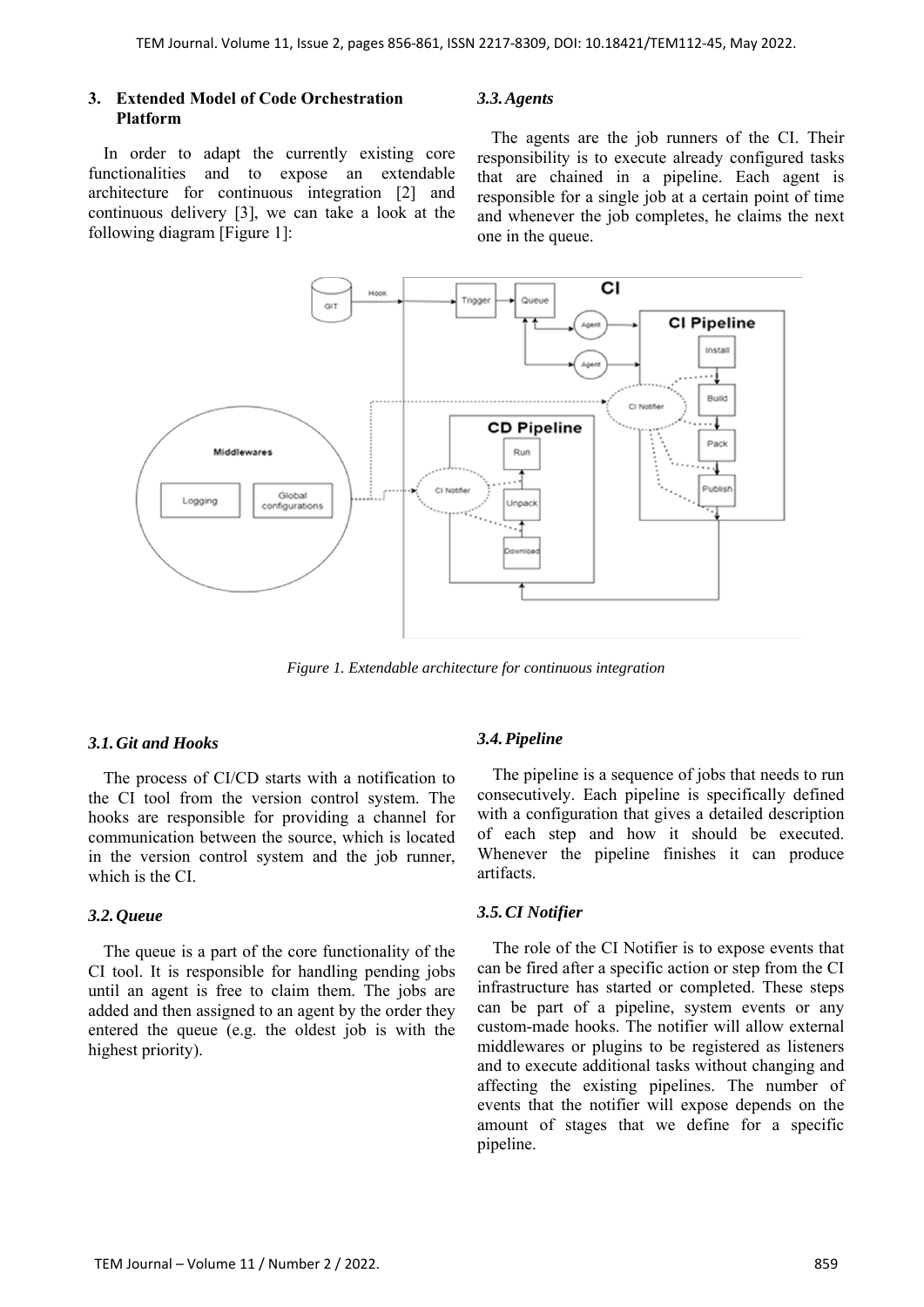## 3. Extended Model of Code Orchestration Platform

In order to adapt the currently existing core functionalities and to expose an extendable architecture for continuous integration [2] and continuous delivery [3], we can take a look at the following diagram [Figure 1]:

*Figure 1. Extendable architecture for continuous integration*

### *3.1. Git and Hooks*

The process of CI/CD starts with a notification to the CI tool from the version control system. The hooks are responsible for providing a channel for communication between the source, which is located in the version control system and the job runner, which is the CI.

### *3.2. Queue*

The queue is a part of the core functionality of the CI tool. It is responsible for handling pending jobs until an agent is free to claim them. The jobs are added and then assigned to an agent by the order they entered the queue (e.g. the oldest job is with the highest priority).

### *3.3. Agents*

The agents are the job runners of the CI. Their responsibility is to execute already configured tasks that are chained in a pipeline. Each agent is responsible for a single job at a certain point of time and whenever the job completes, he claims the next one in the queue.

### *3.4. Pipeline*

The pipeline is a sequence of jobs that needs to run consecutively. Each pipeline is specifically defined with a configuration that gives a detailed description of each step and how it should be executed. Whenever the pipeline finishes it can produce artifacts.

### *3.5. CI Notifier*

The role of the CI Notifier is to expose events that can be fired after a specific action or step from the CI infrastructure has started or completed. These steps can be part of a pipeline, system events or any custom-made hooks. The notifier will allow external middlewares or plugins to be registered as listeners and to execute additional tasks without changing and affecting the existing pipelines. The number of events that the notifier will expose depends on the amount of stages that we define for a specific pipeline.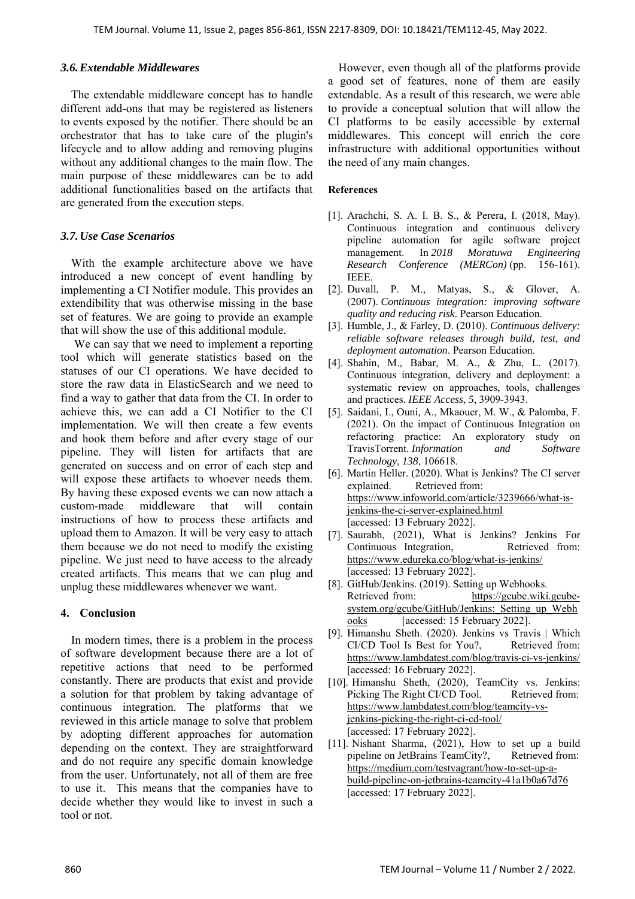### 3.6. Extendable Middlewares

The extendable middleware concept has to handle different add-ons that may be registered as listeners to events exposed by the notifier. There should be an orchestrator that has to take care of the plugin's lifecycle and to allow adding and removing plugins without any additional changes to the main flow. The main purpose of these middlewares can be to add additional functionalities based on the artifacts that are generated from the execution steps.

### 3.7. Use Case Scenarios

With the example architecture above we have introduced a new concept of event handling by implementing a CI Notifier module. This provides an extendibility that was otherwise missing in the base set of features. We are going to provide an example that will show the use of this additional module.

We can say that we need to implement a reporting tool which will generate statistics based on the statuses of our CI operations. We have decided to store the raw data in ElasticSearch and we need to find a way to gather that data from the CI. In order to achieve this, we can add a CI Notifier to the CI implementation. We will then create a few events and hook them before and after every stage of our pipeline. They will listen for artifacts that are generated on success and on error of each step and will expose these artifacts to whoever needs them. By having these exposed events we can now attach a custom-made middleware that will contain instructions of how to process these artifacts and upload them to Amazon. It will be very easy to attach them because we do not need to modify the existing pipeline. We just need to have access to the already created artifacts. This means that we can plug and unplug these middlewares whenever we want.

## 4. Conclusion

In modern times, there is a problem in the process of software development because there are a lot of repetitive actions that need to be performed constantly. There are products that exist and provide a solution for that problem by taking advantage of continuous integration. The platforms that we reviewed in this article manage to solve that problem by adopting different approaches for automation depending on the context. They are straightforward and do not require any specific domain knowledge from the user. Unfortunately, not all of them are free to use it. This means that the companies have to decide whether they would like to invest in such a tool or not.

However, even though all of the platforms provide a good set of features, none of them are easily extendable. As a result of this research, we were able to provide a conceptual solution that will allow the CI platforms to be easily accessible by external middlewares. This concept will enrich the core infrastructure with additional opportunities without the need of any main changes.

**References**

[1]. Arachchi, S. A. I. B. S., & Perera, I. (2018, May). Continuous integration and continuous delivery pipeline automation for agile software project management. In *2018 Moratuwa Engineering Research Conference (MERCon)* (pp. 156-161). IEEE.

[2]. Duvall, P. M., Matyas, S., & Glover, A. (2007). *Continuous integration: improving software quality and reducing risk*. Pearson Education.

[3]. Humble, J., & Farley, D. (2010). *Continuous delivery: reliable software releases through build, test, and deployment automation*. Pearson Education.

[4]. Shahin, M., Babar, M. A., & Zhu, L. (2017). Continuous integration, delivery and deployment: a systematic review on approaches, tools, challenges and practices. *IEEE Access*, *5*, 3909-3943.

[5]. Saidani, I., Ouni, A., Mkaouer, M. W., & Palomba, F. (2021). On the impact of Continuous Integration on refactoring practice: An exploratory study on TravisTorrent. *Information and Software Technology*, *138*, 106618.

[6]. Martin Heller. (2020). What is Jenkins? The CI server explained. Retrieved from: https://www.infoworld.com/article/3239666/what-is-jenkins-the-ci-server-explained.html [accessed: 13 February 2022].

[7]. Saurabh, (2021), What is Jenkins? Jenkins For Continuous Integration, Retrieved from: https://www.edureka.co/blog/what-is-jenkins/ [accessed: 13 February 2022].

[8]. GitHub/Jenkins. (2019). Setting up Webhooks. Retrieved from: https://gcube.wiki.gcube-system.org/gcube/GitHub/Jenkins:_Setting_up_Webhooks [accessed: 15 February 2022].

[9]. Himanshu Sheth. (2020). Jenkins vs Travis | Which CI/CD Tool Is Best for You?, Retrieved from: https://www.lambdatest.com/blog/travis-ci-vs-jenkins/ [accessed: 16 February 2022].

[10]. Himanshu Sheth, (2020), TeamCity vs. Jenkins: Picking The Right CI/CD Tool. Retrieved from: https://www.lambdatest.com/blog/teamcity-vs-jenkins-picking-the-right-ci-cd-tool/ [accessed: 17 February 2022].

[11]. Nishant Sharma, (2021), How to set up a build pipeline on JetBrains TeamCity?, Retrieved from: https://medium.com/testvagrant/how-to-set-up-a-build-pipeline-on-jetbrains-teamcity-41a1b0a67d76 [accessed: 17 February 2022].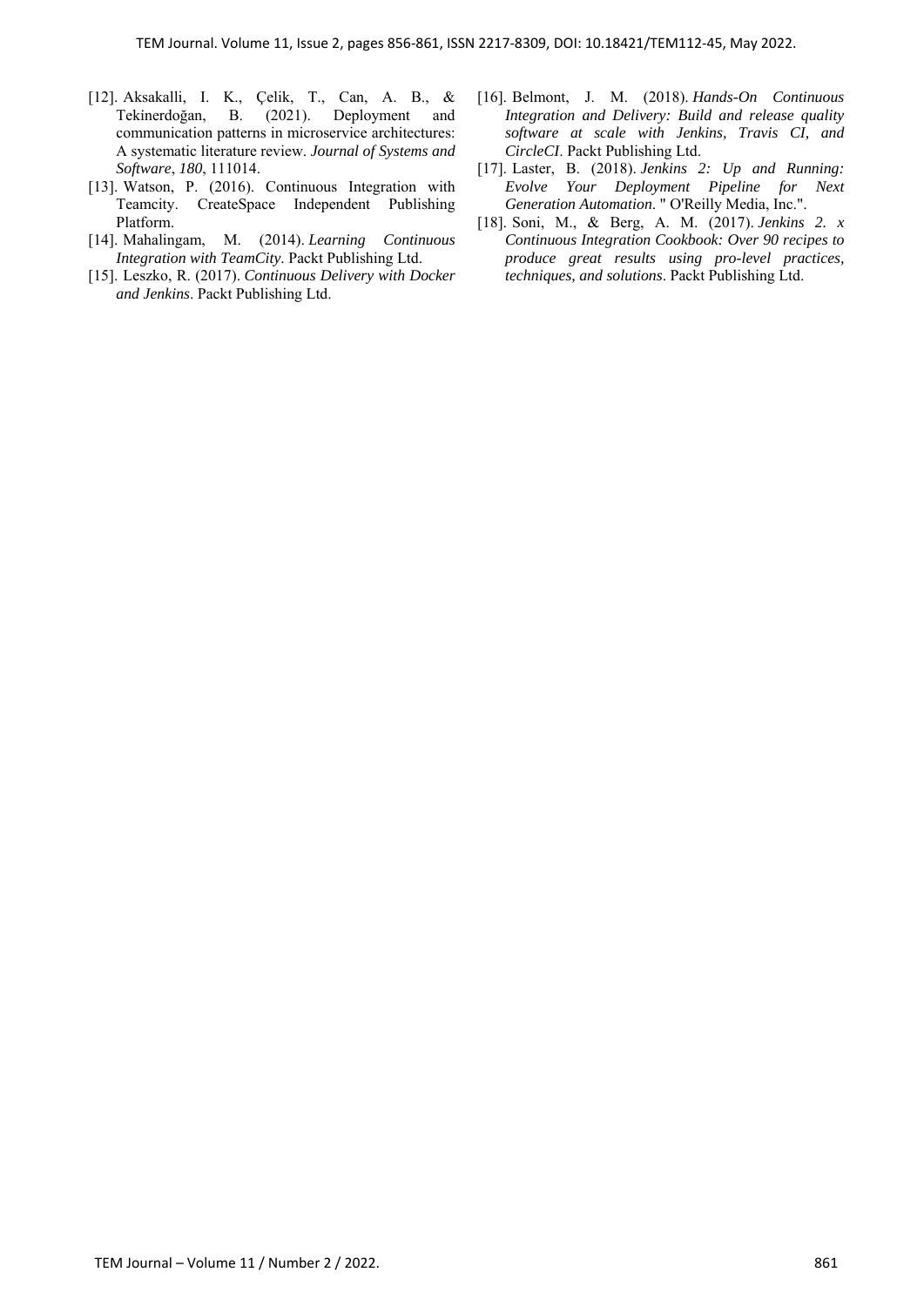[12]. Aksakalli, I. K., Çelik, T., Can, A. B., & Tekinerdoğan, B. (2021). Deployment and communication patterns in microservice architectures: A systematic literature review. *Journal of Systems and Software*, *180*, 111014.

[13]. Watson, P. (2016). Continuous Integration with Teamcity. CreateSpace Independent Publishing Platform.

[14]. Mahalingam, M. (2014). *Learning Continuous Integration with TeamCity*. Packt Publishing Ltd.

[15]. Leszko, R. (2017). *Continuous Delivery with Docker and Jenkins*. Packt Publishing Ltd.

[16]. Belmont, J. M. (2018). *Hands-On Continuous Integration and Delivery: Build and release quality software at scale with Jenkins, Travis CI, and CircleCI*. Packt Publishing Ltd.

[17]. Laster, B. (2018). *Jenkins 2: Up and Running: Evolve Your Deployment Pipeline for Next Generation Automation*. " O'Reilly Media, Inc.".

[18]. Soni, M., & Berg, A. M. (2017). *Jenkins 2. x Continuous Integration Cookbook: Over 90 recipes to produce great results using pro-level practices, techniques, and solutions*. Packt Publishing Ltd.